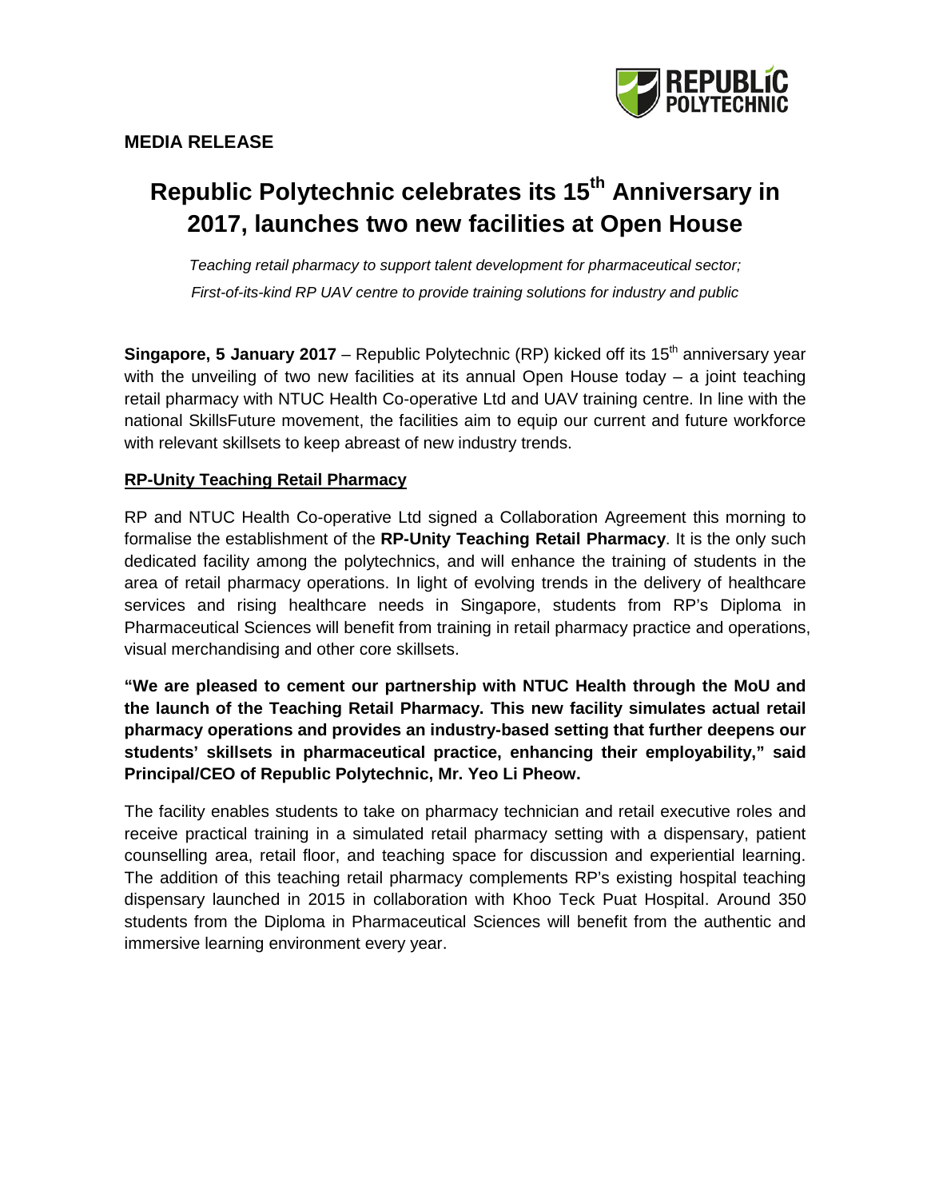**MEDIA RELEASE**

# Republic Polytechnic celebrates its 15th Anniversary in 2017, launches two new facilities at Open House

*Teaching retail pharmacy to support talent development for pharmaceutical sector; First-of-its-kind RP UAV centre to provide training solutions for industry and public*

**Singapore, 5 January 2017** – Republic Polytechnic (RP) kicked off its 15th anniversary year with the unveiling of two new facilities at its annual Open House today – a joint teaching retail pharmacy with NTUC Health Co-operative Ltd and UAV training centre. In line with the national SkillsFuture movement, the facilities aim to equip our current and future workforce with relevant skillsets to keep abreast of new industry trends.

## RP-Unity Teaching Retail Pharmacy

RP and NTUC Health Co-operative Ltd signed a Collaboration Agreement this morning to formalise the establishment of the **RP-Unity Teaching Retail Pharmacy**. It is the only such dedicated facility among the polytechnics, and will enhance the training of students in the area of retail pharmacy operations. In light of evolving trends in the delivery of healthcare services and rising healthcare needs in Singapore, students from RP's Diploma in Pharmaceutical Sciences will benefit from training in retail pharmacy practice and operations, visual merchandising and other core skillsets.

**"We are pleased to cement our partnership with NTUC Health through the MoU and the launch of the Teaching Retail Pharmacy. This new facility simulates actual retail pharmacy operations and provides an industry-based setting that further deepens our students' skillsets in pharmaceutical practice, enhancing their employability," said Principal/CEO of Republic Polytechnic, Mr. Yeo Li Pheow.**

The facility enables students to take on pharmacy technician and retail executive roles and receive practical training in a simulated retail pharmacy setting with a dispensary, patient counselling area, retail floor, and teaching space for discussion and experiential learning. The addition of this teaching retail pharmacy complements RP's existing hospital teaching dispensary launched in 2015 in collaboration with Khoo Teck Puat Hospital. Around 350 students from the Diploma in Pharmaceutical Sciences will benefit from the authentic and immersive learning environment every year.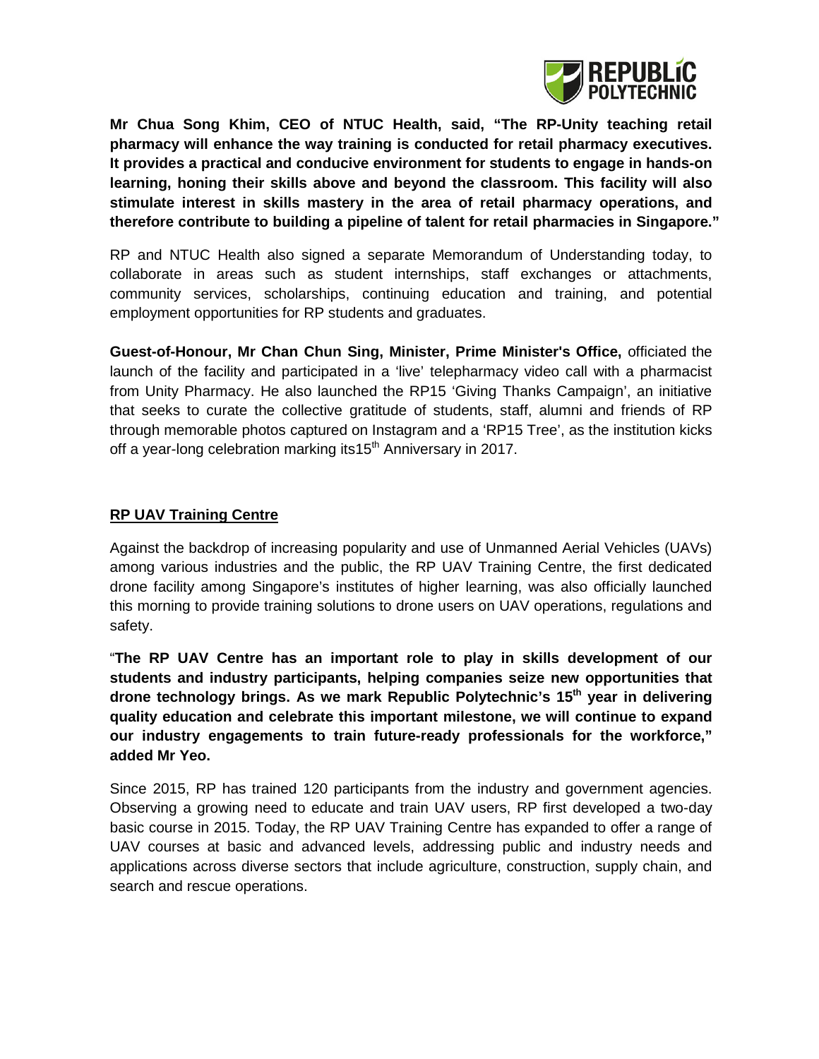**Mr Chua Song Khim, CEO of NTUC Health, said, "The RP-Unity teaching retail pharmacy will enhance the way training is conducted for retail pharmacy executives. It provides a practical and conducive environment for students to engage in hands-on learning, honing their skills above and beyond the classroom. This facility will also stimulate interest in skills mastery in the area of retail pharmacy operations, and therefore contribute to building a pipeline of talent for retail pharmacies in Singapore."**

RP and NTUC Health also signed a separate Memorandum of Understanding today, to collaborate in areas such as student internships, staff exchanges or attachments, community services, scholarships, continuing education and training, and potential employment opportunities for RP students and graduates.

**Guest-of-Honour, Mr Chan Chun Sing, Minister, Prime Minister's Office,** officiated the launch of the facility and participated in a 'live' telepharmacy video call with a pharmacist from Unity Pharmacy. He also launched the RP15 'Giving Thanks Campaign', an initiative that seeks to curate the collective gratitude of students, staff, alumni and friends of RP through memorable photos captured on Instagram and a 'RP15 Tree', as the institution kicks off a year-long celebration marking its15th Anniversary in 2017.

## RP UAV Training Centre

Against the backdrop of increasing popularity and use of Unmanned Aerial Vehicles (UAVs) among various industries and the public, the RP UAV Training Centre, the first dedicated drone facility among Singapore's institutes of higher learning, was also officially launched this morning to provide training solutions to drone users on UAV operations, regulations and safety.

"**The RP UAV Centre has an important role to play in skills development of our students and industry participants, helping companies seize new opportunities that drone technology brings. As we mark Republic Polytechnic's 15th year in delivering quality education and celebrate this important milestone, we will continue to expand our industry engagements to train future-ready professionals for the workforce," added Mr Yeo.**

Since 2015, RP has trained 120 participants from the industry and government agencies. Observing a growing need to educate and train UAV users, RP first developed a two-day basic course in 2015. Today, the RP UAV Training Centre has expanded to offer a range of UAV courses at basic and advanced levels, addressing public and industry needs and applications across diverse sectors that include agriculture, construction, supply chain, and search and rescue operations.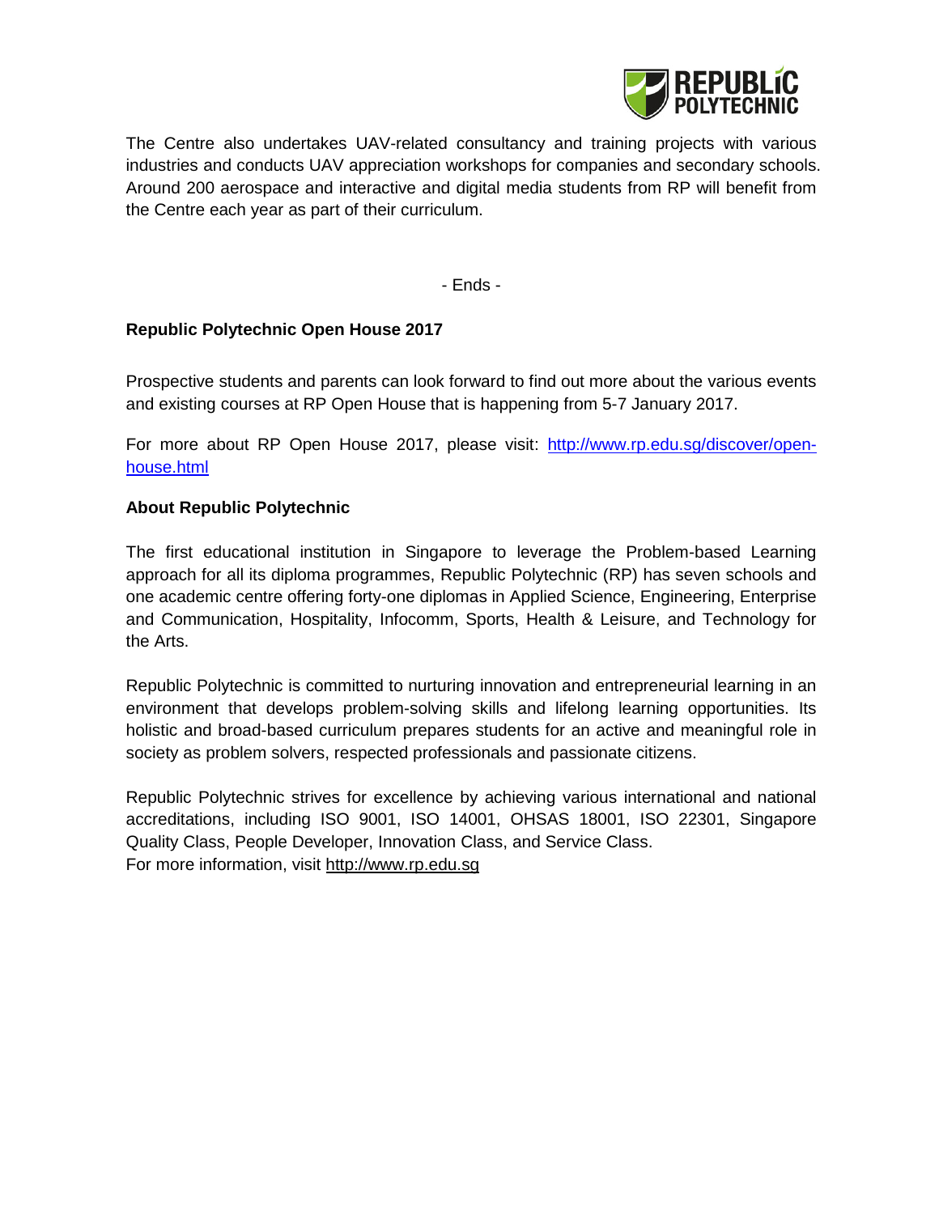The Centre also undertakes UAV-related consultancy and training projects with various industries and conducts UAV appreciation workshops for companies and secondary schools. Around 200 aerospace and interactive and digital media students from RP will benefit from the Centre each year as part of their curriculum.

- Ends -

**Republic Polytechnic Open House 2017**

Prospective students and parents can look forward to find out more about the various events and existing courses at RP Open House that is happening from 5-7 January 2017.

For more about RP Open House 2017, please visit: [http://www.rp.edu.sg/discover/open-house.html](http://www.rp.edu.sg/discover/open-house.html)

**About Republic Polytechnic**

The first educational institution in Singapore to leverage the Problem-based Learning approach for all its diploma programmes, Republic Polytechnic (RP) has seven schools and one academic centre offering forty-one diplomas in Applied Science, Engineering, Enterprise and Communication, Hospitality, Infocomm, Sports, Health & Leisure, and Technology for the Arts.

Republic Polytechnic is committed to nurturing innovation and entrepreneurial learning in an environment that develops problem-solving skills and lifelong learning opportunities. Its holistic and broad-based curriculum prepares students for an active and meaningful role in society as problem solvers, respected professionals and passionate citizens.

Republic Polytechnic strives for excellence by achieving various international and national accreditations, including ISO 9001, ISO 14001, OHSAS 18001, ISO 22301, Singapore Quality Class, People Developer, Innovation Class, and Service Class.
For more information, visit [http://www.rp.edu.sg](http://www.rp.edu.sg)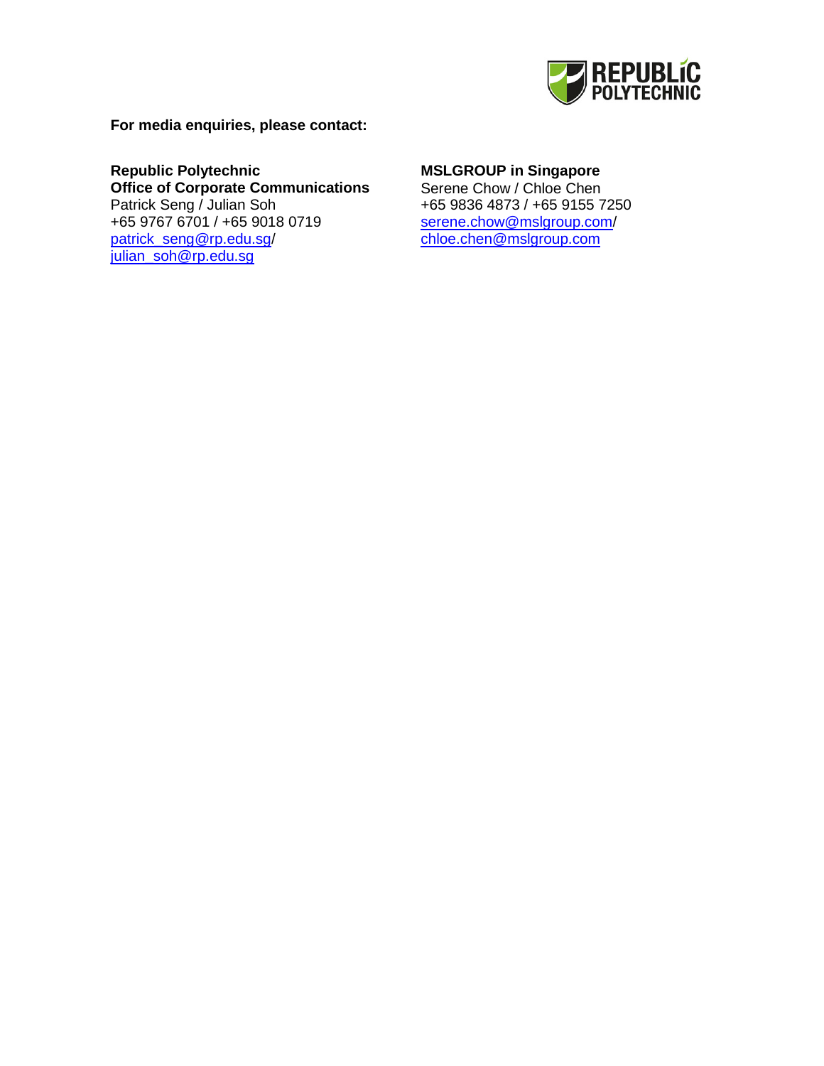**For media enquiries, please contact:**

**Republic Polytechnic**
**Office of Corporate Communications**
Patrick Seng / Julian Soh
+65 9767 6701 / +65 9018 0719
patrick_seng@rp.edu.sg/
julian_soh@rp.edu.sg

**MSLGROUP in Singapore**
Serene Chow / Chloe Chen
+65 9836 4873 / +65 9155 7250
serene.chow@mslgroup.com/
chloe.chen@mslgroup.com